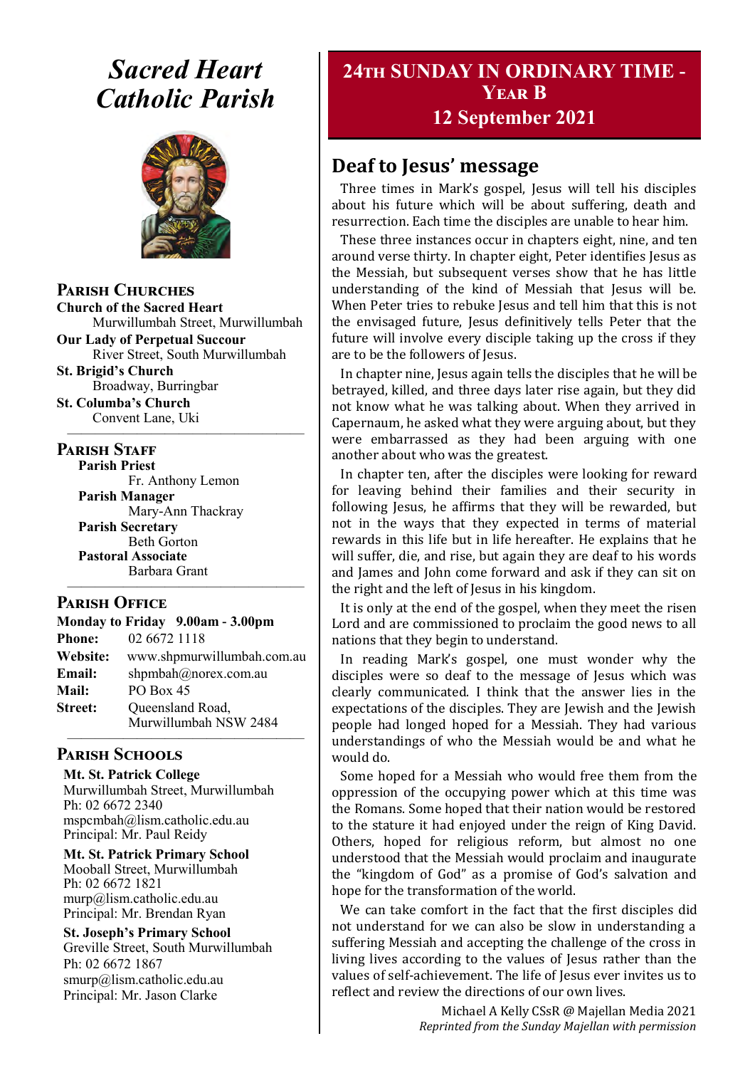# *Sacred Heart Catholic Parish*

## Parish Churches

**Church of the Sacred Heart**
Murwillumbah Street, Murwillumbah

**Our Lady of Perpetual Succour**
River Street, South Murwillumbah

**St. Brigid's Church**
Broadway, Burringbar

**St. Columba's Church**
Convent Lane, Uki

## Parish Staff

**Parish Priest**
Fr. Anthony Lemon

**Parish Manager**
Mary-Ann Thackray

**Parish Secretary**
Beth Gorton

**Pastoral Associate**
Barbara Grant

## Parish Office

**Monday to Friday 9.00am - 3.00pm**

**Phone:** 02 6672 1118
**Website:** www.shpmurwillumbah.com.au
**Email:** shpmbah@norex.com.au
**Mail:** PO Box 45
**Street:** Queensland Road, Murwillumbah NSW 2484

## Parish Schools

**Mt. St. Patrick College**
Murwillumbah Street, Murwillumbah
Ph: 02 6672 2340
mspcmbah@lism.catholic.edu.au
Principal: Mr. Paul Reidy

**Mt. St. Patrick Primary School**
Mooball Street, Murwillumbah
Ph: 02 6672 1821
murp@lism.catholic.edu.au
Principal: Mr. Brendan Ryan

**St. Joseph's Primary School**
Greville Street, South Murwillumbah
Ph: 02 6672 1867
smurp@lism.catholic.edu.au
Principal: Mr. Jason Clarke

# 24th Sunday in Ordinary Time - Year B
## 12 September 2021

## Deaf to Jesus' message

Three times in Mark's gospel, Jesus will tell his disciples about his future which will be about suffering, death and resurrection. Each time the disciples are unable to hear him.

These three instances occur in chapters eight, nine, and ten around verse thirty. In chapter eight, Peter identifies Jesus as the Messiah, but subsequent verses show that he has little understanding of the kind of Messiah that Jesus will be. When Peter tries to rebuke Jesus and tell him that this is not the envisaged future, Jesus definitively tells Peter that the future will involve every disciple taking up the cross if they are to be the followers of Jesus.

In chapter nine, Jesus again tells the disciples that he will be betrayed, killed, and three days later rise again, but they did not know what he was talking about. When they arrived in Capernaum, he asked what they were arguing about, but they were embarrassed as they had been arguing with one another about who was the greatest.

In chapter ten, after the disciples were looking for reward for leaving behind their families and their security in following Jesus, he affirms that they will be rewarded, but not in the ways that they expected in terms of material rewards in this life but in life hereafter. He explains that he will suffer, die, and rise, but again they are deaf to his words and James and John come forward and ask if they can sit on the right and the left of Jesus in his kingdom.

It is only at the end of the gospel, when they meet the risen Lord and are commissioned to proclaim the good news to all nations that they begin to understand.

In reading Mark's gospel, one must wonder why the disciples were so deaf to the message of Jesus which was clearly communicated. I think that the answer lies in the expectations of the disciples. They are Jewish and the Jewish people had longed hoped for a Messiah. They had various understandings of who the Messiah would be and what he would do.

Some hoped for a Messiah who would free them from the oppression of the occupying power which at this time was the Romans. Some hoped that their nation would be restored to the stature it had enjoyed under the reign of King David. Others, hoped for religious reform, but almost no one understood that the Messiah would proclaim and inaugurate the "kingdom of God" as a promise of God's salvation and hope for the transformation of the world.

We can take comfort in the fact that the first disciples did not understand for we can also be slow in understanding a suffering Messiah and accepting the challenge of the cross in living lives according to the values of Jesus rather than the values of self-achievement. The life of Jesus ever invites us to reflect and review the directions of our own lives.

Michael A Kelly CSsR @ Majellan Media 2021
*Reprinted from the Sunday Majellan with permission*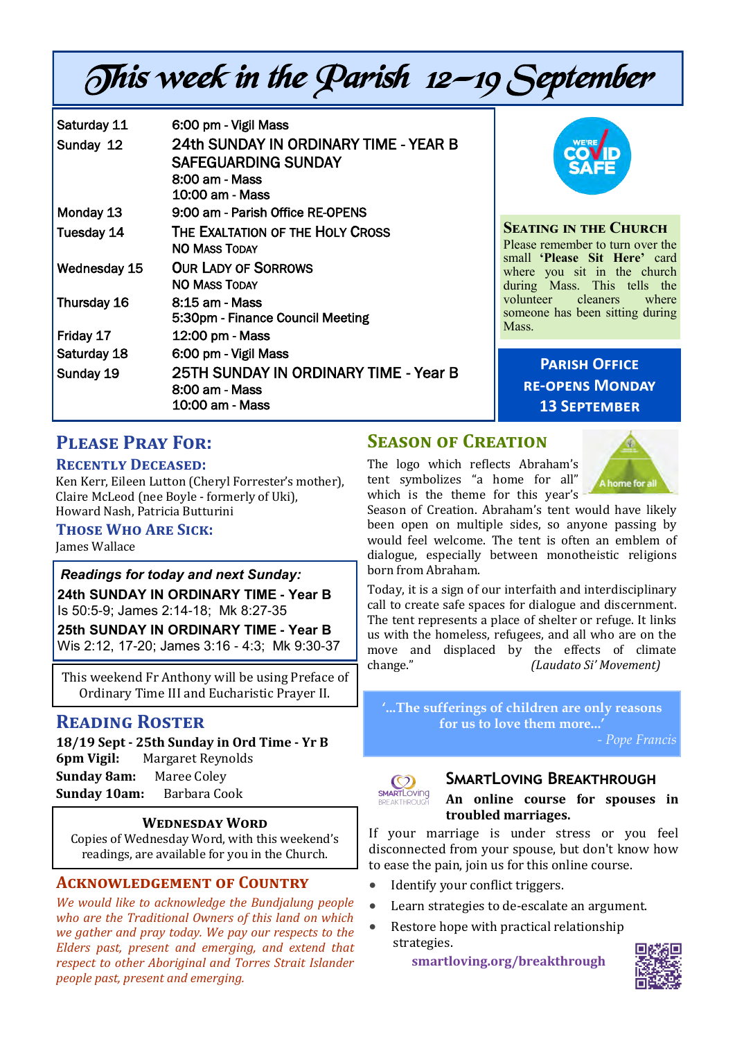# This week in the Parish 12–19 September

| | |
|---|---|
| Saturday 11 | 6:00 pm - Vigil Mass |
| Sunday 12 | 24th SUNDAY IN ORDINARY TIME - YEAR B<br>SAFEGUARDING SUNDAY<br>8:00 am - Mass<br>10:00 am - Mass |
| Monday 13 | 9:00 am - Parish Office RE-OPENS |
| Tuesday 14 | THE EXALTATION OF THE HOLY CROSS<br>NO MASS TODAY |
| Wednesday 15 | OUR LADY OF SORROWS<br>NO MASS TODAY |
| Thursday 16 | 8:15 am - Mass<br>5:30pm - Finance Council Meeting |
| Friday 17 | 12:00 pm - Mass |
| Saturday 18 | 6:00 pm - Vigil Mass |
| Sunday 19 | 25TH SUNDAY IN ORDINARY TIME - Year B<br>8:00 am - Mass<br>10:00 am - Mass |

WE'RE COVID SAFE

### SEATING IN THE CHURCH

Please remember to turn over the small **'Please Sit Here'** card where you sit in the church during Mass. This tells the volunteer cleaners where someone has been sitting during Mass.

**PARISH OFFICE RE-OPENS MONDAY 13 SEPTEMBER**

## PLEASE PRAY FOR:

### RECENTLY DECEASED:

Ken Kerr, Eileen Lutton (Cheryl Forrester's mother), Claire McLeod (nee Boyle - formerly of Uki), Howard Nash, Patricia Butturini

### THOSE WHO ARE SICK:

James Wallace

***Readings for today and next Sunday:***

**24th SUNDAY IN ORDINARY TIME - Year B**
Is 50:5-9; James 2:14-18; Mk 8:27-35

**25th SUNDAY IN ORDINARY TIME - Year B**
Wis 2:12, 17-20; James 3:16 - 4:3; Mk 9:30-37

This weekend Fr Anthony will be using Preface of Ordinary Time III and Eucharistic Prayer II.

## READING ROSTER

**18/19 Sept - 25th Sunday in Ord Time - Yr B**
**6pm Vigil:** Margaret Reynolds
**Sunday 8am:** Maree Coley
**Sunday 10am:** Barbara Cook

### WEDNESDAY WORD

Copies of Wednesday Word, with this weekend's readings, are available for you in the Church.

## ACKNOWLEDGEMENT OF COUNTRY

*We would like to acknowledge the Bundjalung people who are the Traditional Owners of this land on which we gather and pray today. We pay our respects to the Elders past, present and emerging, and extend that respect to other Aboriginal and Torres Strait Islander people past, present and emerging.*

## SEASON OF CREATION

A home for all

The logo which reflects Abraham's tent symbolizes "a home for all" which is the theme for this year's Season of Creation. Abraham's tent would have likely been open on multiple sides, so anyone passing by would feel welcome. The tent is often an emblem of dialogue, especially between monotheistic religions born from Abraham.

Today, it is a sign of our interfaith and interdisciplinary call to create safe spaces for dialogue and discernment. The tent represents a place of shelter or refuge. It links us with the homeless, refugees, and all who are on the move and displaced by the effects of climate change." *(Laudato Si' Movement)*

**'...The sufferings of children are only reasons for us to love them more...'**
*- Pope Francis*

## SMARTLOVING BREAKTHROUGH

**An online course for spouses in troubled marriages.**

If your marriage is under stress or you feel disconnected from your spouse, but don't know how to ease the pain, join us for this online course.

- Identify your conflict triggers.
- Learn strategies to de-escalate an argument.
- Restore hope with practical relationship strategies.

**smartloving.org/breakthrough**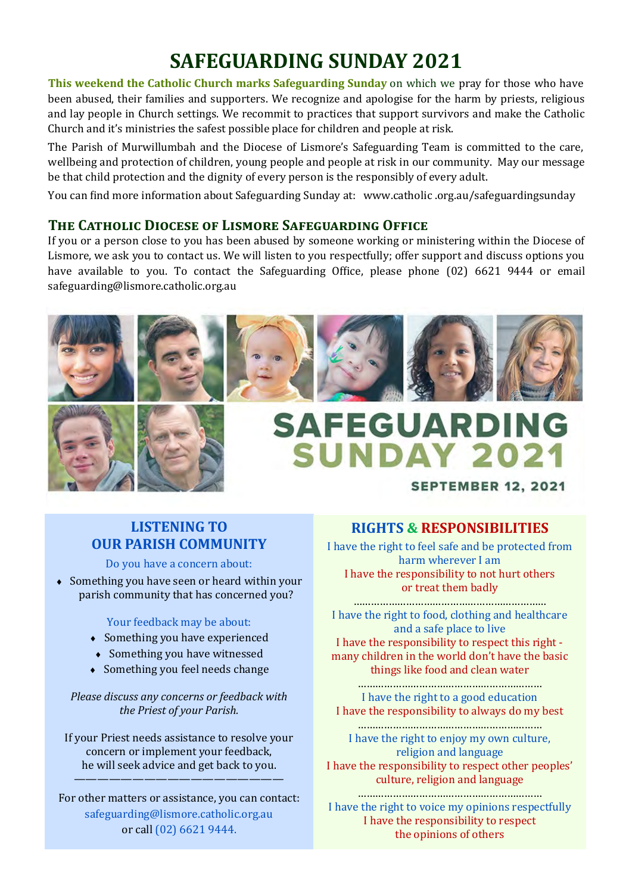# SAFEGUARDING SUNDAY 2021

**This weekend the Catholic Church marks Safeguarding Sunday** on which we pray for those who have been abused, their families and supporters. We recognize and apologise for the harm by priests, religious and lay people in Church settings. We recommit to practices that support survivors and make the Catholic Church and it's ministries the safest possible place for children and people at risk.

The Parish of Murwillumbah and the Diocese of Lismore's Safeguarding Team is committed to the care, wellbeing and protection of children, young people and people at risk in our community. May our message be that child protection and the dignity of every person is the responsibly of every adult.

You can find more information about Safeguarding Sunday at: www.catholic .org.au/safeguardingsunday

## The Catholic Diocese of Lismore Safeguarding Office

If you or a person close to you has been abused by someone working or ministering within the Diocese of Lismore, we ask you to contact us. We will listen to you respectfully; offer support and discuss options you have available to you. To contact the Safeguarding Office, please phone (02) 6621 9444 or email safeguarding@lismore.catholic.org.au

SAFEGUARDING SUNDAY 2021

SEPTEMBER 12, 2021

## LISTENING TO OUR PARISH COMMUNITY

Do you have a concern about:

- Something you have seen or heard within your parish community that has concerned you?

Your feedback may be about:

- Something you have experienced
- Something you have witnessed
- Something you feel needs change

*Please discuss any concerns or feedback with the Priest of your Parish.*

If your Priest needs assistance to resolve your concern or implement your feedback, he will seek advice and get back to you.

---

For other matters or assistance, you can contact: safeguarding@lismore.catholic.org.au or call (02) 6621 9444.

## RIGHTS & RESPONSIBILITIES

I have the right to feel safe and be protected from harm wherever I am
I have the responsibility to not hurt others or treat them badly

I have the right to food, clothing and healthcare and a safe place to live
I have the responsibility to respect this right - many children in the world don't have the basic things like food and clean water

I have the right to a good education
I have the responsibility to always do my best

I have the right to enjoy my own culture, religion and language
I have the responsibility to respect other peoples' culture, religion and language

I have the right to voice my opinions respectfully
I have the responsibility to respect the opinions of others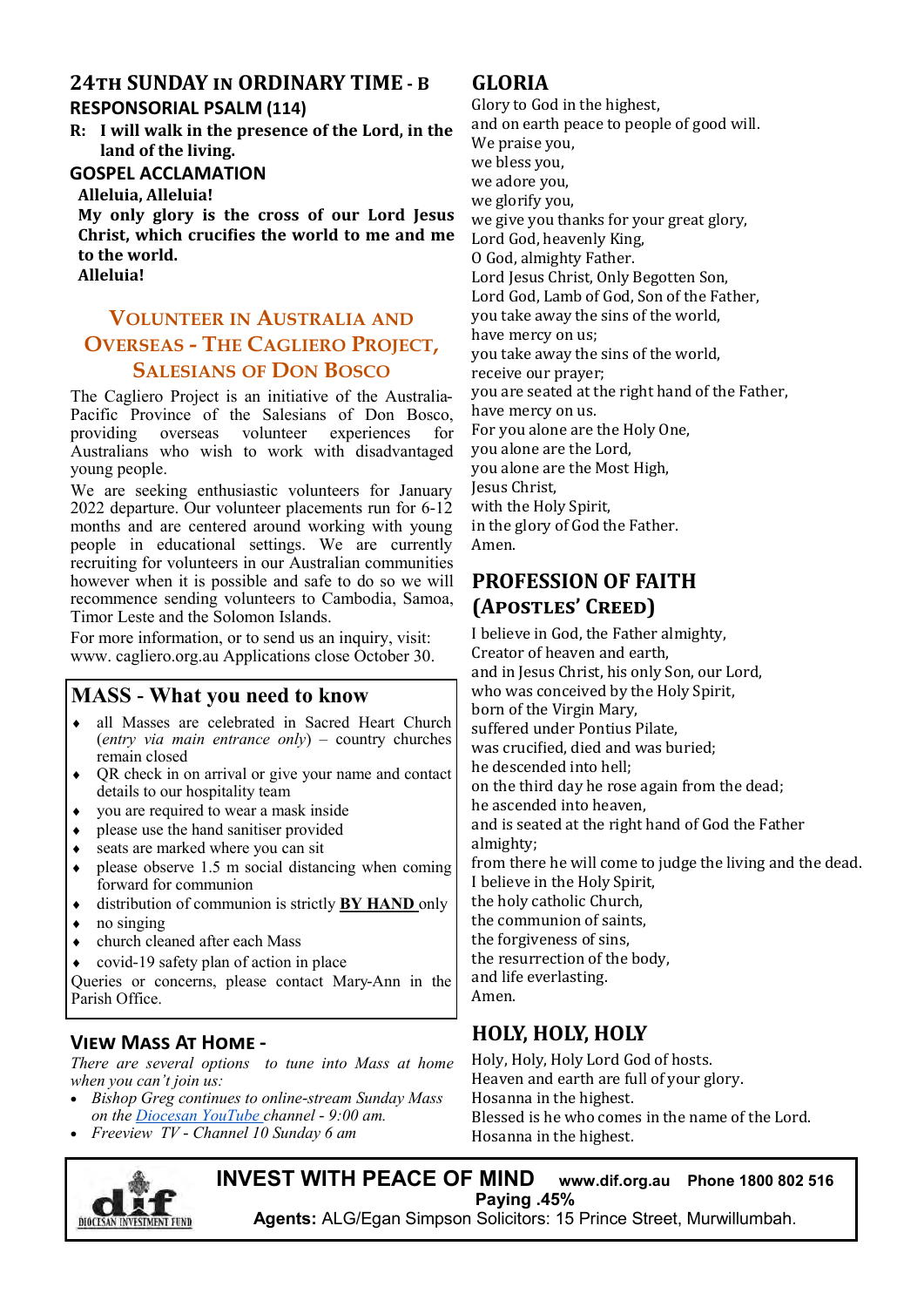## 24TH SUNDAY IN ORDINARY TIME - B

### RESPONSORIAL PSALM (114)

**R: I will walk in the presence of the Lord, in the land of the living.**

### GOSPEL ACCLAMATION

**Alleluia, Alleluia!**
**My only glory is the cross of our Lord Jesus Christ, which crucifies the world to me and me to the world.**
**Alleluia!**

## VOLUNTEER IN AUSTRALIA AND OVERSEAS - THE CAGLIERO PROJECT, SALESIANS OF DON BOSCO

The Cagliero Project is an initiative of the Australia-Pacific Province of the Salesians of Don Bosco, providing overseas volunteer experiences for Australians who wish to work with disadvantaged young people.

We are seeking enthusiastic volunteers for January 2022 departure. Our volunteer placements run for 6-12 months and are centered around working with young people in educational settings. We are currently recruiting for volunteers in our Australian communities however when it is possible and safe to do so we will recommence sending volunteers to Cambodia, Samoa, Timor Leste and the Solomon Islands.

For more information, or to send us an inquiry, visit: www. cagliero.org.au Applications close October 30.

## MASS - What you need to know

- all Masses are celebrated in Sacred Heart Church (*entry via main entrance only*) – country churches remain closed
- QR check in on arrival or give your name and contact details to our hospitality team
- you are required to wear a mask inside
- please use the hand sanitiser provided
- seats are marked where you can sit
- please observe 1.5 m social distancing when coming forward for communion
- distribution of communion is strictly **BY HAND** only
- no singing
- church cleaned after each Mass
- covid-19 safety plan of action in place

Queries or concerns, please contact Mary-Ann in the Parish Office.

## VIEW MASS AT HOME -

*There are several options to tune into Mass at home when you can't join us:*

- *Bishop Greg continues to online-stream Sunday Mass on the Diocesan YouTube channel - 9:00 am.*
- *Freeview TV - Channel 10 Sunday 6 am*

## GLORIA

Glory to God in the highest,
and on earth peace to people of good will.
We praise you,
we bless you,
we adore you,
we glorify you,
we give you thanks for your great glory,
Lord God, heavenly King,
O God, almighty Father.
Lord Jesus Christ, Only Begotten Son,
Lord God, Lamb of God, Son of the Father,
you take away the sins of the world,
have mercy on us;
you take away the sins of the world,
receive our prayer;
you are seated at the right hand of the Father,
have mercy on us.
For you alone are the Holy One,
you alone are the Lord,
you alone are the Most High,
Jesus Christ,
with the Holy Spirit,
in the glory of God the Father.
Amen.

## PROFESSION OF FAITH (APOSTLES' CREED)

I believe in God, the Father almighty,
Creator of heaven and earth,
and in Jesus Christ, his only Son, our Lord,
who was conceived by the Holy Spirit,
born of the Virgin Mary,
suffered under Pontius Pilate,
was crucified, died and was buried;
he descended into hell;
on the third day he rose again from the dead;
he ascended into heaven,
and is seated at the right hand of God the Father almighty;
from there he will come to judge the living and the dead.
I believe in the Holy Spirit,
the holy catholic Church,
the communion of saints,
the forgiveness of sins,
the resurrection of the body,
and life everlasting.
Amen.

## HOLY, HOLY, HOLY

Holy, Holy, Holy Lord God of hosts.
Heaven and earth are full of your glory.
Hosanna in the highest.
Blessed is he who comes in the name of the Lord.
Hosanna in the highest.

---

DIOCESAN INVESTMENT FUND

**INVEST WITH PEACE OF MIND** **www.dif.org.au** **Phone 1800 802 516**
**Paying .45%**
**Agents:** ALG/Egan Simpson Solicitors: 15 Prince Street, Murwillumbah.